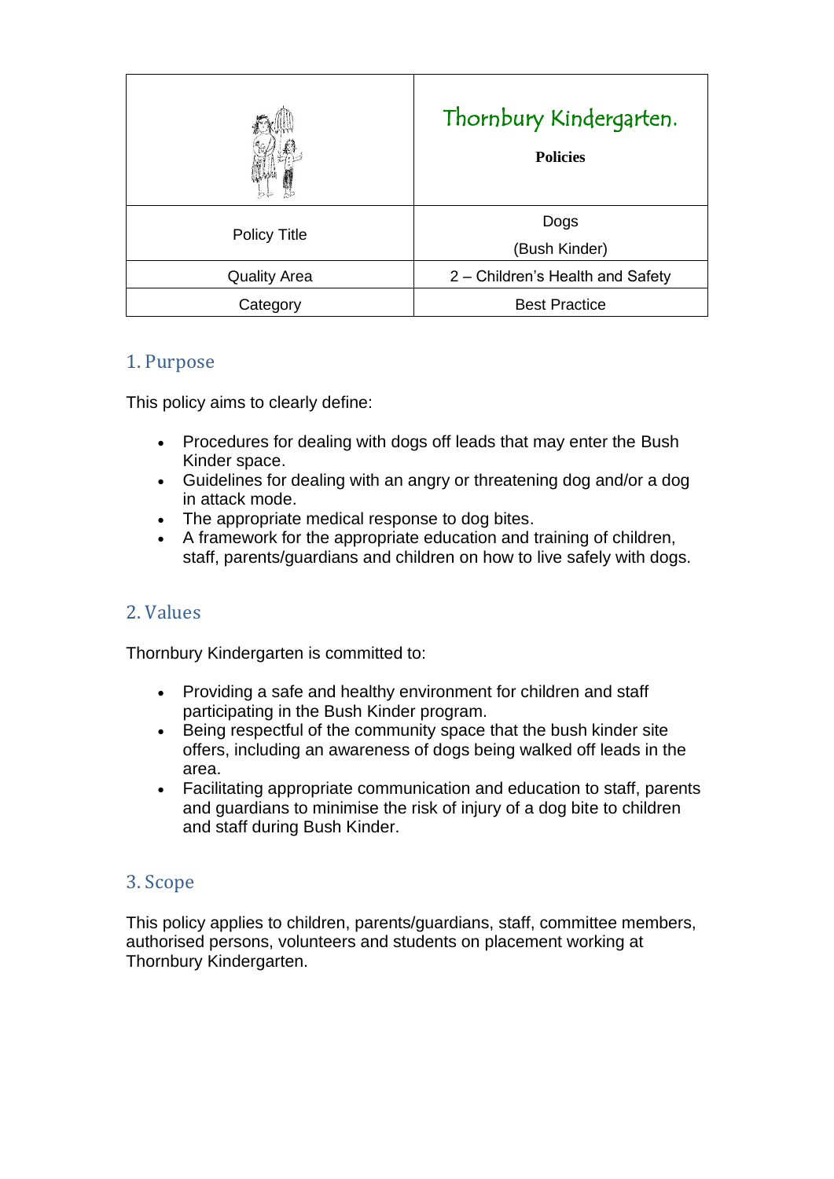| | Thornbury Kindergarten.<br>**Policies** |
|---|---|
| Policy Title | Dogs<br>(Bush Kinder) |
| Quality Area | 2 – Children's Health and Safety |
| Category | Best Practice |

## 1. Purpose

This policy aims to clearly define:

- Procedures for dealing with dogs off leads that may enter the Bush Kinder space.
- Guidelines for dealing with an angry or threatening dog and/or a dog in attack mode.
- The appropriate medical response to dog bites.
- A framework for the appropriate education and training of children, staff, parents/guardians and children on how to live safely with dogs.

## 2. Values

Thornbury Kindergarten is committed to:

- Providing a safe and healthy environment for children and staff participating in the Bush Kinder program.
- Being respectful of the community space that the bush kinder site offers, including an awareness of dogs being walked off leads in the area.
- Facilitating appropriate communication and education to staff, parents and guardians to minimise the risk of injury of a dog bite to children and staff during Bush Kinder.

## 3. Scope

This policy applies to children, parents/guardians, staff, committee members, authorised persons, volunteers and students on placement working at Thornbury Kindergarten.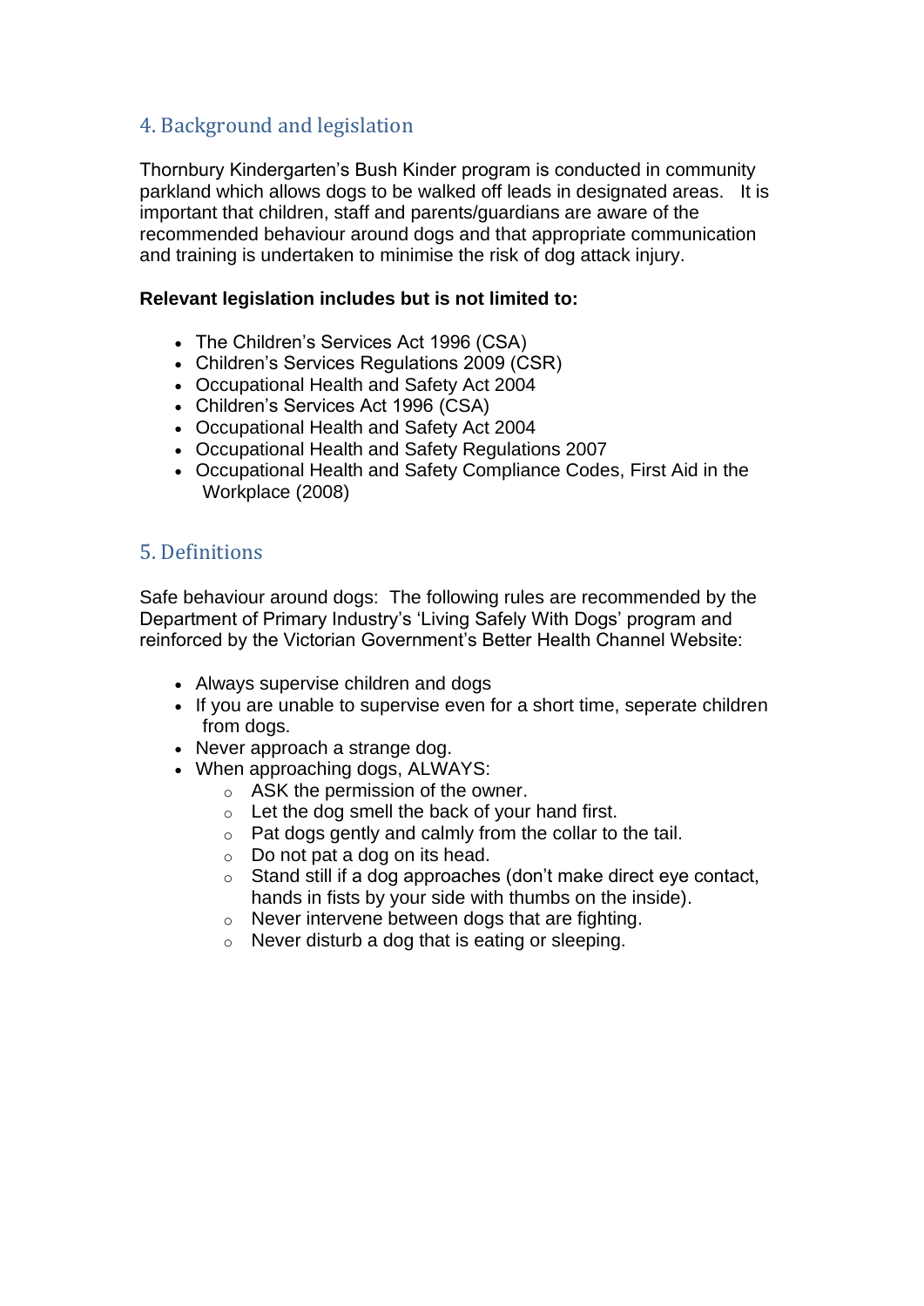## 4. Background and legislation

Thornbury Kindergarten's Bush Kinder program is conducted in community parkland which allows dogs to be walked off leads in designated areas. It is important that children, staff and parents/guardians are aware of the recommended behaviour around dogs and that appropriate communication and training is undertaken to minimise the risk of dog attack injury.

**Relevant legislation includes but is not limited to:**

- The Children's Services Act 1996 (CSA)
- Children's Services Regulations 2009 (CSR)
- Occupational Health and Safety Act 2004
- Children's Services Act 1996 (CSA)
- Occupational Health and Safety Act 2004
- Occupational Health and Safety Regulations 2007
- Occupational Health and Safety Compliance Codes, First Aid in the Workplace (2008)

## 5. Definitions

Safe behaviour around dogs: The following rules are recommended by the Department of Primary Industry's 'Living Safely With Dogs' program and reinforced by the Victorian Government's Better Health Channel Website:

- Always supervise children and dogs
- If you are unable to supervise even for a short time, seperate children from dogs.
- Never approach a strange dog.
- When approaching dogs, ALWAYS:
    - ASK the permission of the owner.
    - Let the dog smell the back of your hand first.
    - Pat dogs gently and calmly from the collar to the tail.
    - Do not pat a dog on its head.
    - Stand still if a dog approaches (don't make direct eye contact, hands in fists by your side with thumbs on the inside).
    - Never intervene between dogs that are fighting.
    - Never disturb a dog that is eating or sleeping.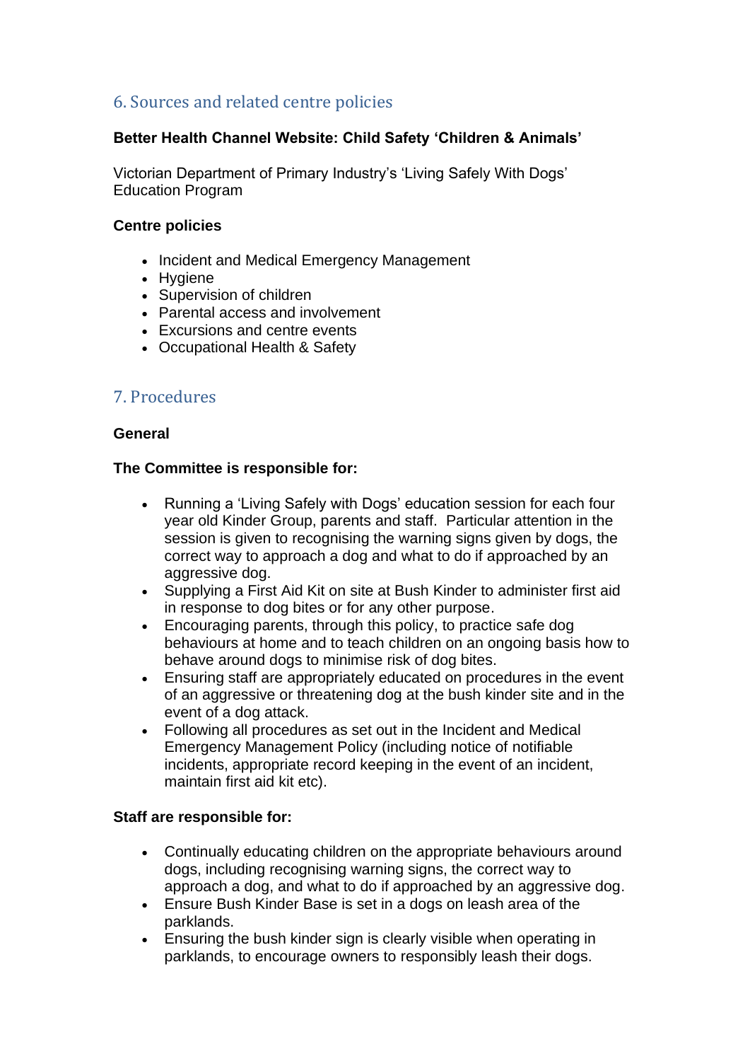## 6. Sources and related centre policies

**Better Health Channel Website: Child Safety 'Children & Animals'**

Victorian Department of Primary Industry's 'Living Safely With Dogs' Education Program

**Centre policies**

- Incident and Medical Emergency Management
- Hygiene
- Supervision of children
- Parental access and involvement
- Excursions and centre events
- Occupational Health & Safety

## 7. Procedures

**General**

**The Committee is responsible for:**

- Running a 'Living Safely with Dogs' education session for each four year old Kinder Group, parents and staff. Particular attention in the session is given to recognising the warning signs given by dogs, the correct way to approach a dog and what to do if approached by an aggressive dog.
- Supplying a First Aid Kit on site at Bush Kinder to administer first aid in response to dog bites or for any other purpose.
- Encouraging parents, through this policy, to practice safe dog behaviours at home and to teach children on an ongoing basis how to behave around dogs to minimise risk of dog bites.
- Ensuring staff are appropriately educated on procedures in the event of an aggressive or threatening dog at the bush kinder site and in the event of a dog attack.
- Following all procedures as set out in the Incident and Medical Emergency Management Policy (including notice of notifiable incidents, appropriate record keeping in the event of an incident, maintain first aid kit etc).

**Staff are responsible for:**

- Continually educating children on the appropriate behaviours around dogs, including recognising warning signs, the correct way to approach a dog, and what to do if approached by an aggressive dog.
- Ensure Bush Kinder Base is set in a dogs on leash area of the parklands.
- Ensuring the bush kinder sign is clearly visible when operating in parklands, to encourage owners to responsibly leash their dogs.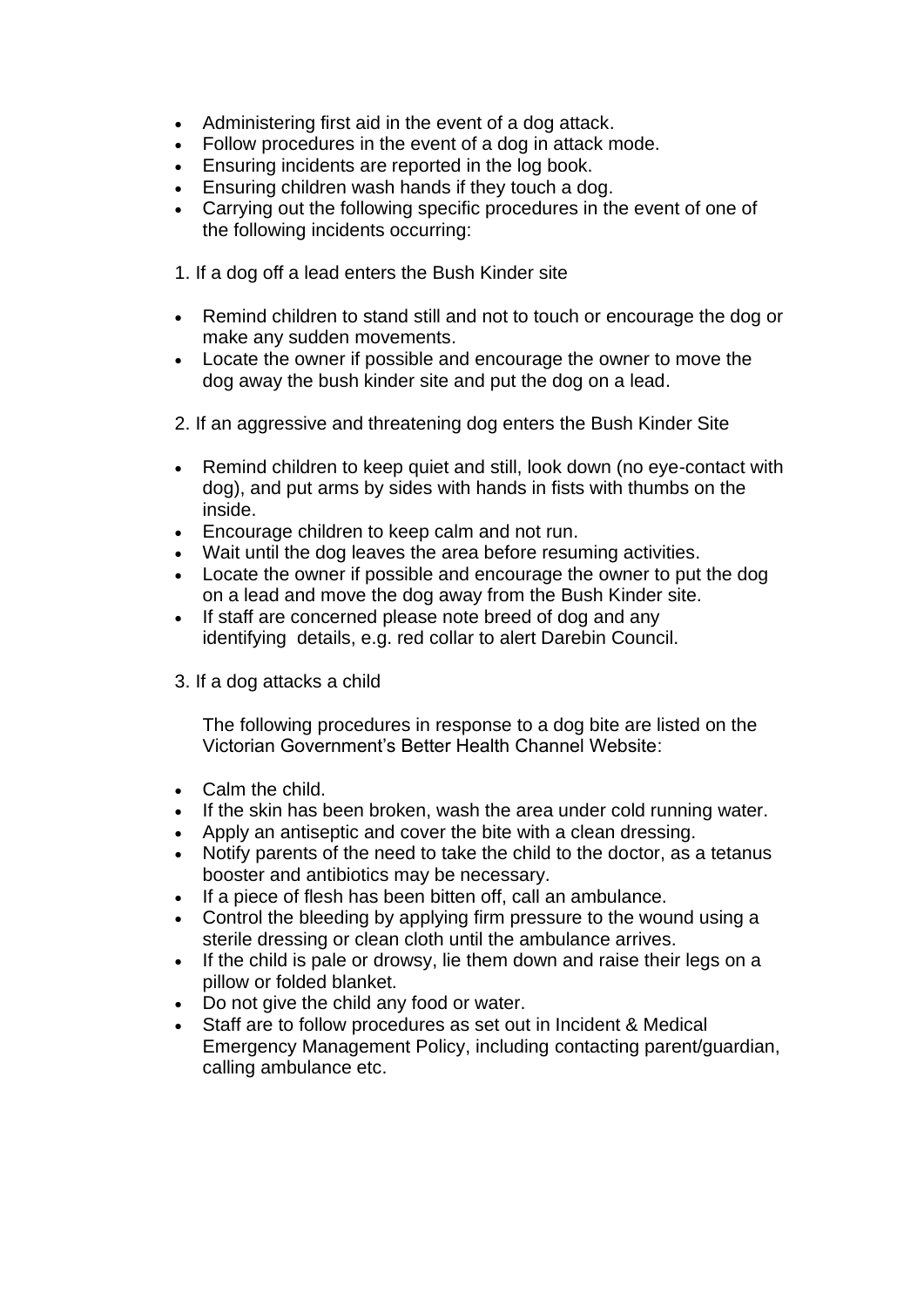- Administering first aid in the event of a dog attack.
- Follow procedures in the event of a dog in attack mode.
- Ensuring incidents are reported in the log book.
- Ensuring children wash hands if they touch a dog.
- Carrying out the following specific procedures in the event of one of the following incidents occurring:

1. If a dog off a lead enters the Bush Kinder site

- Remind children to stand still and not to touch or encourage the dog or make any sudden movements.
- Locate the owner if possible and encourage the owner to move the dog away the bush kinder site and put the dog on a lead.

2. If an aggressive and threatening dog enters the Bush Kinder Site

- Remind children to keep quiet and still, look down (no eye-contact with dog), and put arms by sides with hands in fists with thumbs on the inside.
- Encourage children to keep calm and not run.
- Wait until the dog leaves the area before resuming activities.
- Locate the owner if possible and encourage the owner to put the dog on a lead and move the dog away from the Bush Kinder site.
- If staff are concerned please note breed of dog and any identifying details, e.g. red collar to alert Darebin Council.

3. If a dog attacks a child

The following procedures in response to a dog bite are listed on the Victorian Government's Better Health Channel Website:

- Calm the child.
- If the skin has been broken, wash the area under cold running water.
- Apply an antiseptic and cover the bite with a clean dressing.
- Notify parents of the need to take the child to the doctor, as a tetanus booster and antibiotics may be necessary.
- If a piece of flesh has been bitten off, call an ambulance.
- Control the bleeding by applying firm pressure to the wound using a sterile dressing or clean cloth until the ambulance arrives.
- If the child is pale or drowsy, lie them down and raise their legs on a pillow or folded blanket.
- Do not give the child any food or water.
- Staff are to follow procedures as set out in Incident & Medical Emergency Management Policy, including contacting parent/guardian, calling ambulance etc.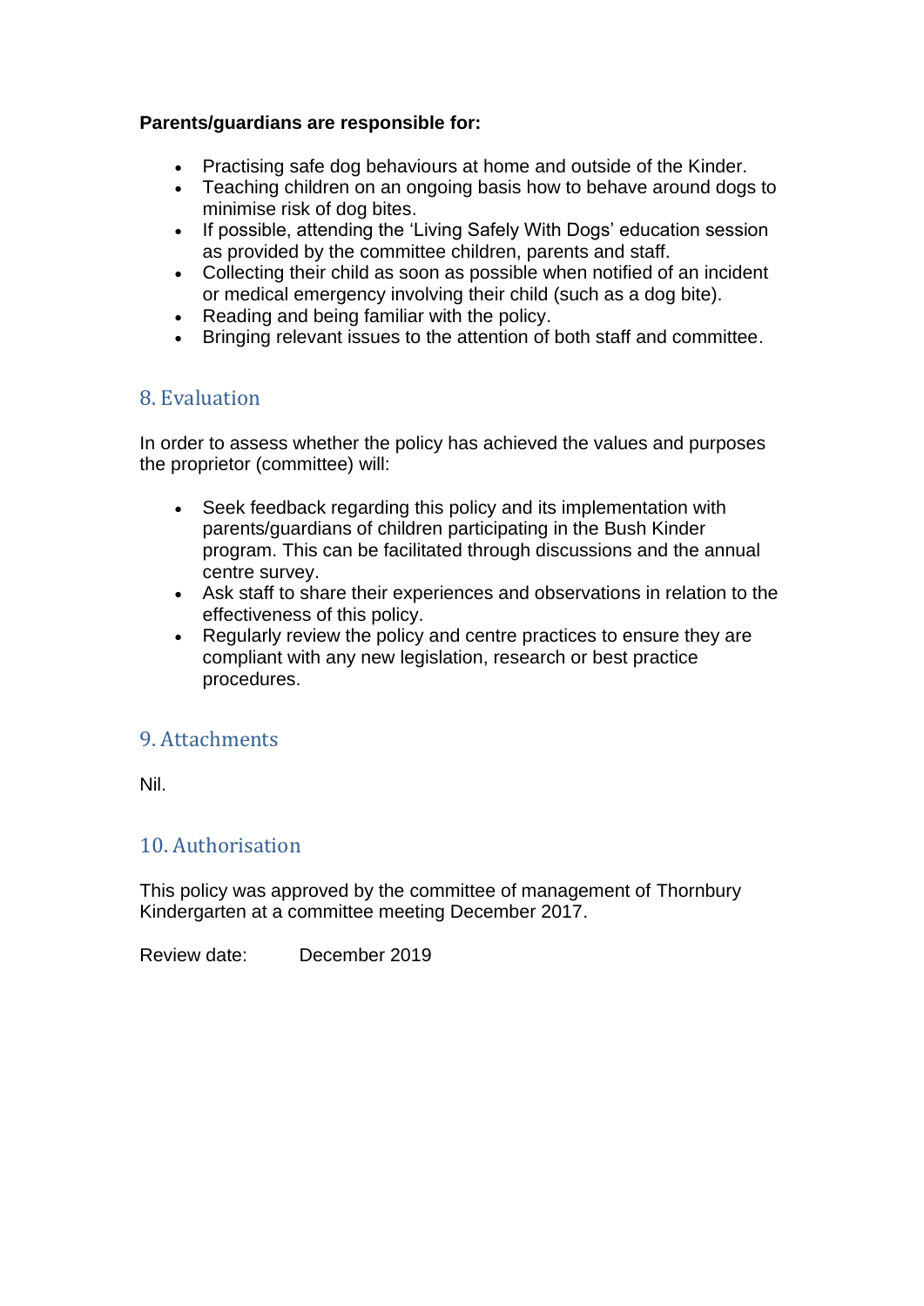**Parents/guardians are responsible for:**

- Practising safe dog behaviours at home and outside of the Kinder.
- Teaching children on an ongoing basis how to behave around dogs to minimise risk of dog bites.
- If possible, attending the 'Living Safely With Dogs' education session as provided by the committee children, parents and staff.
- Collecting their child as soon as possible when notified of an incident or medical emergency involving their child (such as a dog bite).
- Reading and being familiar with the policy.
- Bringing relevant issues to the attention of both staff and committee.

## 8. Evaluation

In order to assess whether the policy has achieved the values and purposes the proprietor (committee) will:

- Seek feedback regarding this policy and its implementation with parents/guardians of children participating in the Bush Kinder program. This can be facilitated through discussions and the annual centre survey.
- Ask staff to share their experiences and observations in relation to the effectiveness of this policy.
- Regularly review the policy and centre practices to ensure they are compliant with any new legislation, research or best practice procedures.

## 9. Attachments

Nil.

## 10. Authorisation

This policy was approved by the committee of management of Thornbury Kindergarten at a committee meeting December 2017.

Review date: December 2019